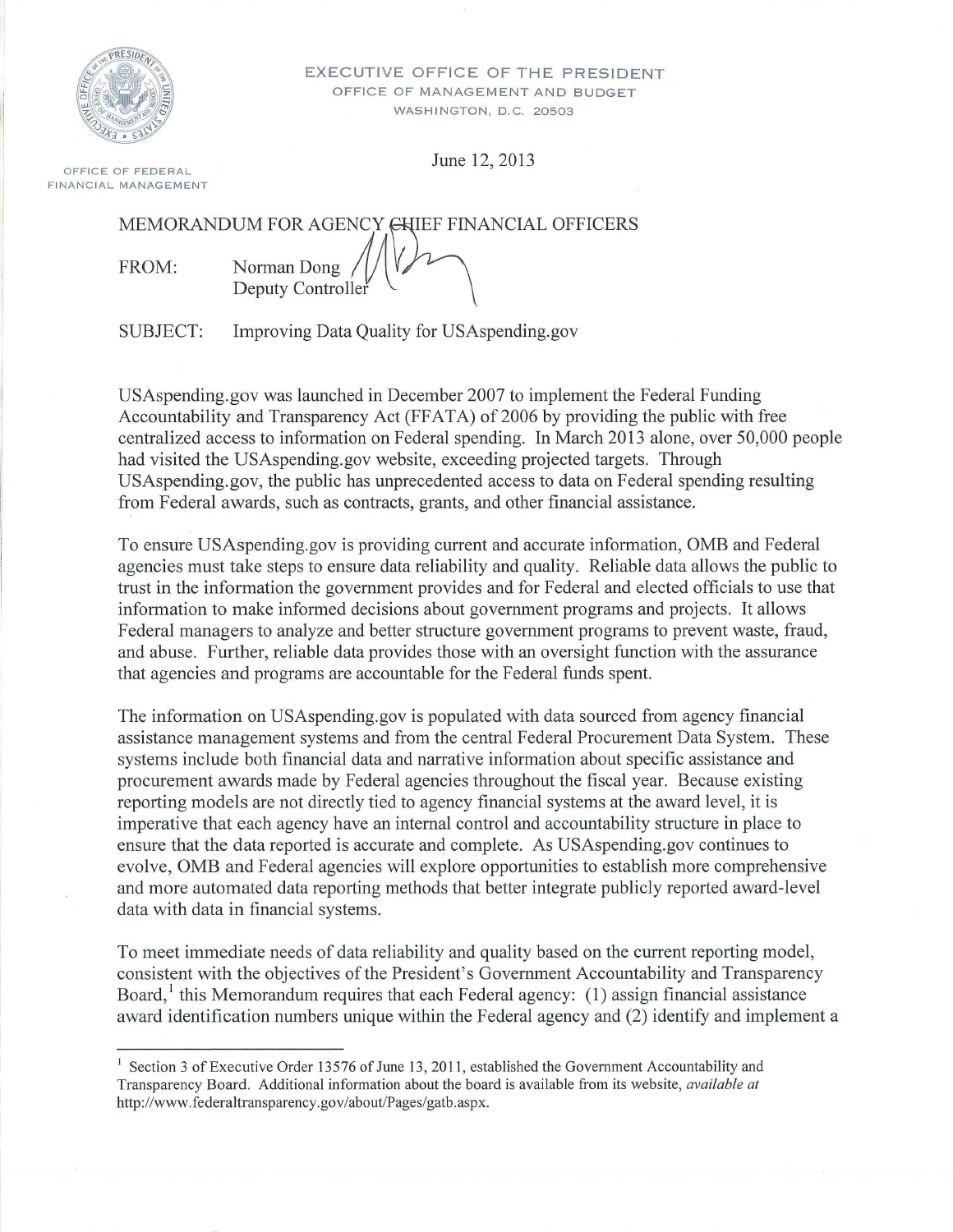EXECUTIVE OFFICE OF THE PRESIDENT
OFFICE OF MANAGEMENT AND BUDGET
WASHINGTON, D.C. 20503

OFFICE OF FEDERAL FINANCIAL MANAGEMENT

June 12, 2013

MEMORANDUM FOR AGENCY CHIEF FINANCIAL OFFICERS

FROM: Norman Dong
Deputy Controller

SUBJECT: Improving Data Quality for USAspending.gov

USAspending.gov was launched in December 2007 to implement the Federal Funding Accountability and Transparency Act (FFATA) of 2006 by providing the public with free centralized access to information on Federal spending. In March 2013 alone, over 50,000 people had visited the USAspending.gov website, exceeding projected targets. Through USAspending.gov, the public has unprecedented access to data on Federal spending resulting from Federal awards, such as contracts, grants, and other financial assistance.

To ensure USAspending.gov is providing current and accurate information, OMB and Federal agencies must take steps to ensure data reliability and quality. Reliable data allows the public to trust in the information the government provides and for Federal and elected officials to use that information to make informed decisions about government programs and projects. It allows Federal managers to analyze and better structure government programs to prevent waste, fraud, and abuse. Further, reliable data provides those with an oversight function with the assurance that agencies and programs are accountable for the Federal funds spent.

The information on USAspending.gov is populated with data sourced from agency financial assistance management systems and from the central Federal Procurement Data System. These systems include both financial data and narrative information about specific assistance and procurement awards made by Federal agencies throughout the fiscal year. Because existing reporting models are not directly tied to agency financial systems at the award level, it is imperative that each agency have an internal control and accountability structure in place to ensure that the data reported is accurate and complete. As USAspending.gov continues to evolve, OMB and Federal agencies will explore opportunities to establish more comprehensive and more automated data reporting methods that better integrate publicly reported award-level data with data in financial systems.

To meet immediate needs of data reliability and quality based on the current reporting model, consistent with the objectives of the President's Government Accountability and Transparency Board,[1] this Memorandum requires that each Federal agency: (1) assign financial assistance award identification numbers unique within the Federal agency and (2) identify and implement a

[1] Section 3 of Executive Order 13576 of June 13, 2011, established the Government Accountability and Transparency Board. Additional information about the board is available from its website, *available at* http://www.federaltransparency.gov/about/Pages/gatb.aspx.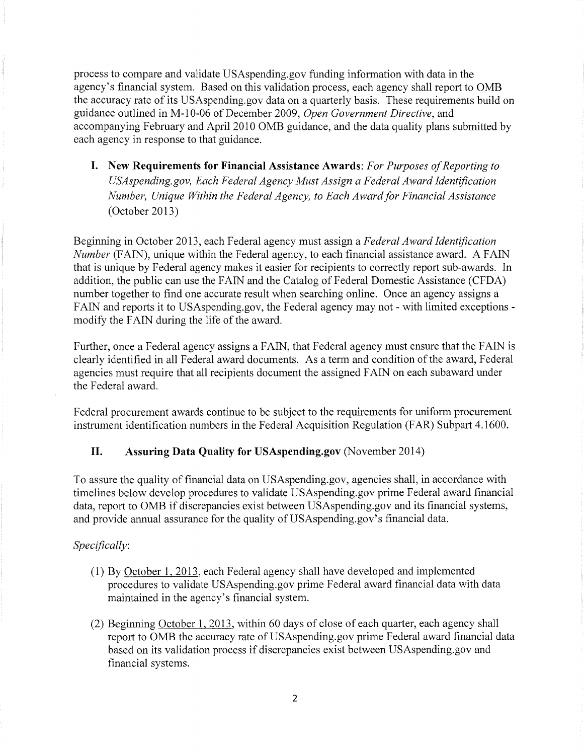process to compare and validate USAspending.gov funding information with data in the agency's financial system. Based on this validation process, each agency shall report to OMB the accuracy rate of its USAspending.gov data on a quarterly basis. These requirements build on guidance outlined in M-10-06 of December 2009, *Open Government Directive*, and accompanying February and April 2010 OMB guidance, and the data quality plans submitted by each agency in response to that guidance.

## I. New Requirements for Financial Assistance Awards: *For Purposes of Reporting to USAspending.gov, Each Federal Agency Must Assign a Federal Award Identification Number, Unique Within the Federal Agency, to Each Award for Financial Assistance* (October 2013)

Beginning in October 2013, each Federal agency must assign a *Federal Award Identification Number* (FAIN), unique within the Federal agency, to each financial assistance award. A FAIN that is unique by Federal agency makes it easier for recipients to correctly report sub-awards. In addition, the public can use the FAIN and the Catalog of Federal Domestic Assistance (CFDA) number together to find one accurate result when searching online. Once an agency assigns a FAIN and reports it to USAspending.gov, the Federal agency may not - with limited exceptions - modify the FAIN during the life of the award.

Further, once a Federal agency assigns a FAIN, that Federal agency must ensure that the FAIN is clearly identified in all Federal award documents. As a term and condition of the award, Federal agencies must require that all recipients document the assigned FAIN on each subaward under the Federal award.

Federal procurement awards continue to be subject to the requirements for uniform procurement instrument identification numbers in the Federal Acquisition Regulation (FAR) Subpart 4.1600.

## II. Assuring Data Quality for USAspending.gov (November 2014)

To assure the quality of financial data on USAspending.gov, agencies shall, in accordance with timelines below develop procedures to validate USAspending.gov prime Federal award financial data, report to OMB if discrepancies exist between USAspending.gov and its financial systems, and provide annual assurance for the quality of USAspending.gov's financial data.

*Specifically*:

(1) By October 1, 2013, each Federal agency shall have developed and implemented procedures to validate USAspending.gov prime Federal award financial data with data maintained in the agency's financial system.

(2) Beginning October 1, 2013, within 60 days of close of each quarter, each agency shall report to OMB the accuracy rate of USAspending.gov prime Federal award financial data based on its validation process if discrepancies exist between USAspending.gov and financial systems.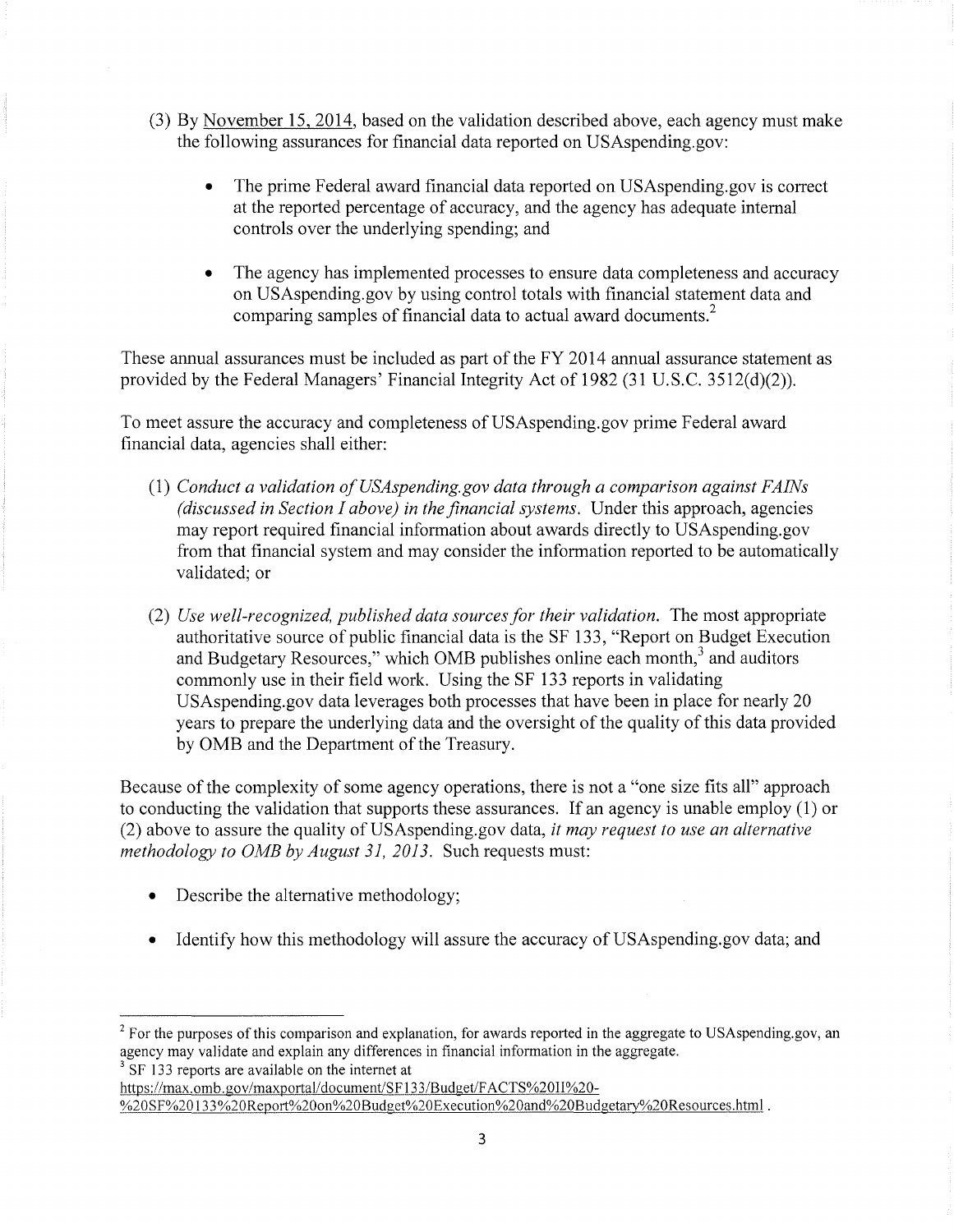(3) By <u>November 15, 2014</u>, based on the validation described above, each agency must make the following assurances for financial data reported on USAspending.gov:

- The prime Federal award financial data reported on USAspending.gov is correct at the reported percentage of accuracy, and the agency has adequate internal controls over the underlying spending; and

- The agency has implemented processes to ensure data completeness and accuracy on USAspending.gov by using control totals with financial statement data and comparing samples of financial data to actual award documents.[2]

These annual assurances must be included as part of the FY 2014 annual assurance statement as provided by the Federal Managers' Financial Integrity Act of 1982 (31 U.S.C. 3512(d)(2)).

To meet assure the accuracy and completeness of USAspending.gov prime Federal award financial data, agencies shall either:

(1) *Conduct a validation of USAspending.gov data through a comparison against FAINs (discussed in Section I above) in the financial systems.* Under this approach, agencies may report required financial information about awards directly to USAspending.gov from that financial system and may consider the information reported to be automatically validated; or

(2) *Use well-recognized, published data sources for their validation.* The most appropriate authoritative source of public financial data is the SF 133, "Report on Budget Execution and Budgetary Resources," which OMB publishes online each month,[3] and auditors commonly use in their field work. Using the SF 133 reports in validating USAspending.gov data leverages both processes that have been in place for nearly 20 years to prepare the underlying data and the oversight of the quality of this data provided by OMB and the Department of the Treasury.

Because of the complexity of some agency operations, there is not a "one size fits all" approach to conducting the validation that supports these assurances. If an agency is unable employ (1) or (2) above to assure the quality of USAspending.gov data, *it may request to use an alternative methodology to OMB by August 31, 2013.* Such requests must:

- Describe the alternative methodology;

- Identify how this methodology will assure the accuracy of USAspending.gov data; and

---

[2] For the purposes of this comparison and explanation, for awards reported in the aggregate to USAspending.gov, an agency may validate and explain any differences in financial information in the aggregate.

[3] SF 133 reports are available on the internet at https://max.omb.gov/maxportal/document/SF133/Budget/FACTS%20II%20-%20SF%20133%20Report%20on%20Budget%20Execution%20and%20Budgetary%20Resources.html .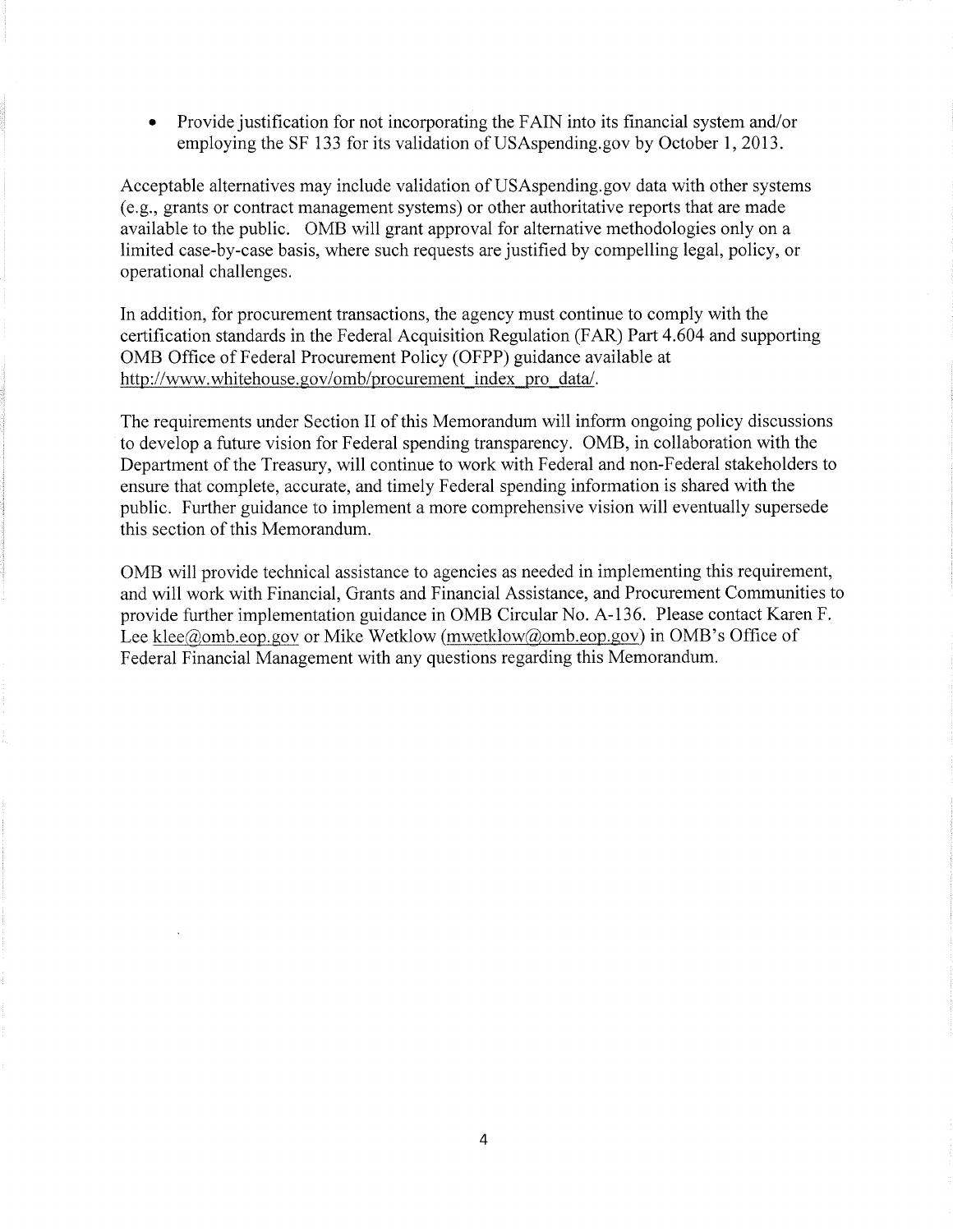- Provide justification for not incorporating the FAIN into its financial system and/or employing the SF 133 for its validation of USAspending.gov by October 1, 2013.

Acceptable alternatives may include validation of USAspending.gov data with other systems (e.g., grants or contract management systems) or other authoritative reports that are made available to the public. OMB will grant approval for alternative methodologies only on a limited case-by-case basis, where such requests are justified by compelling legal, policy, or operational challenges.

In addition, for procurement transactions, the agency must continue to comply with the certification standards in the Federal Acquisition Regulation (FAR) Part 4.604 and supporting OMB Office of Federal Procurement Policy (OFPP) guidance available at http://www.whitehouse.gov/omb/procurement_index_pro_data/.

The requirements under Section II of this Memorandum will inform ongoing policy discussions to develop a future vision for Federal spending transparency. OMB, in collaboration with the Department of the Treasury, will continue to work with Federal and non-Federal stakeholders to ensure that complete, accurate, and timely Federal spending information is shared with the public. Further guidance to implement a more comprehensive vision will eventually supersede this section of this Memorandum.

OMB will provide technical assistance to agencies as needed in implementing this requirement, and will work with Financial, Grants and Financial Assistance, and Procurement Communities to provide further implementation guidance in OMB Circular No. A-136. Please contact Karen F. Lee klee@omb.eop.gov or Mike Wetklow (mwetklow@omb.eop.gov) in OMB's Office of Federal Financial Management with any questions regarding this Memorandum.